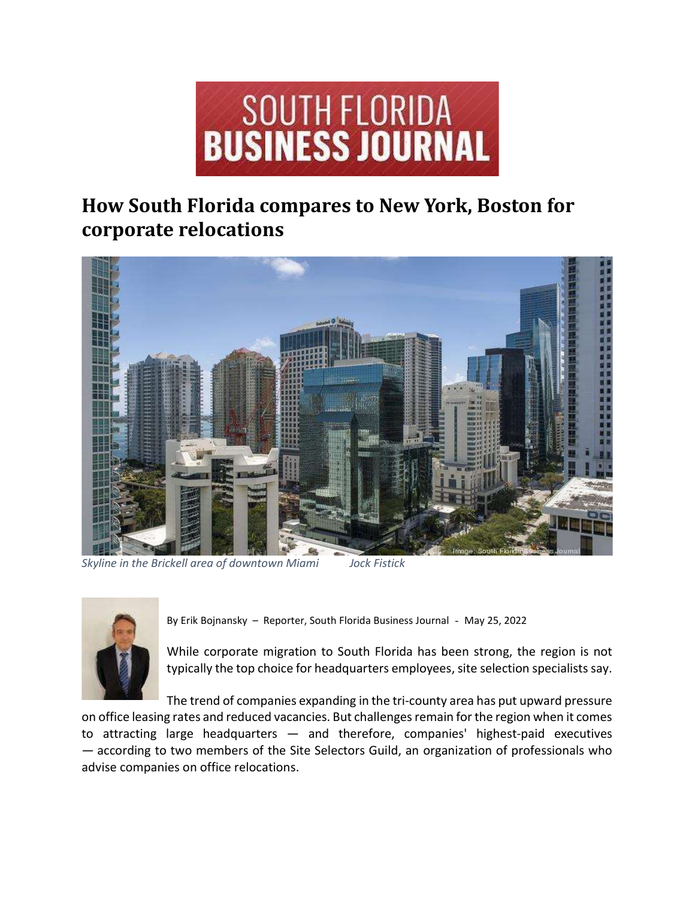SOUTH FLORIDA BUSINESS JOURNAL

# How South Florida compares to New York, Boston for corporate relocations

*Skyline in the Brickell area of downtown Miami* *Jock Fistick*

By Erik Bojnansky – Reporter, South Florida Business Journal - May 25, 2022

While corporate migration to South Florida has been strong, the region is not typically the top choice for headquarters employees, site selection specialists say.

The trend of companies expanding in the tri-county area has put upward pressure on office leasing rates and reduced vacancies. But challenges remain for the region when it comes to attracting large headquarters — and therefore, companies' highest-paid executives — according to two members of the Site Selectors Guild, an organization of professionals who advise companies on office relocations.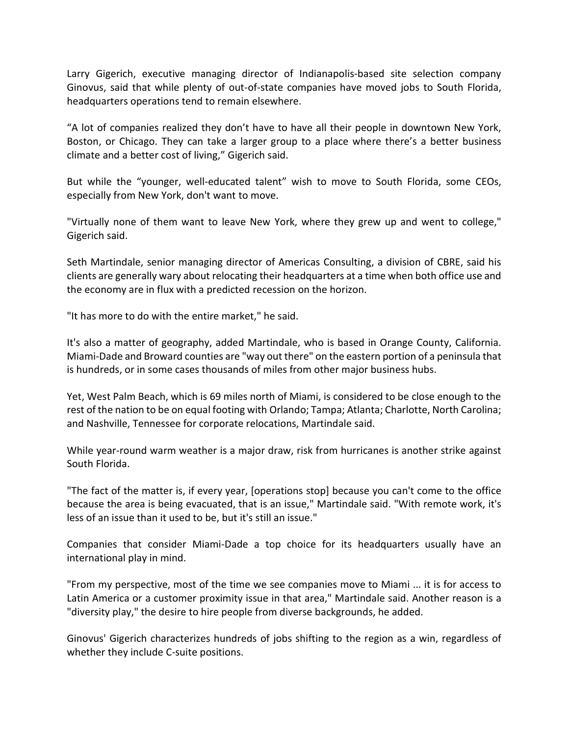Larry Gigerich, executive managing director of Indianapolis-based site selection company Ginovus, said that while plenty of out-of-state companies have moved jobs to South Florida, headquarters operations tend to remain elsewhere.

“A lot of companies realized they don’t have to have all their people in downtown New York, Boston, or Chicago. They can take a larger group to a place where there’s a better business climate and a better cost of living,” Gigerich said.

But while the “younger, well-educated talent” wish to move to South Florida, some CEOs, especially from New York, don't want to move.

"Virtually none of them want to leave New York, where they grew up and went to college," Gigerich said.

Seth Martindale, senior managing director of Americas Consulting, a division of CBRE, said his clients are generally wary about relocating their headquarters at a time when both office use and the economy are in flux with a predicted recession on the horizon.

"It has more to do with the entire market," he said.

It's also a matter of geography, added Martindale, who is based in Orange County, California. Miami-Dade and Broward counties are "way out there" on the eastern portion of a peninsula that is hundreds, or in some cases thousands of miles from other major business hubs.

Yet, West Palm Beach, which is 69 miles north of Miami, is considered to be close enough to the rest of the nation to be on equal footing with Orlando; Tampa; Atlanta; Charlotte, North Carolina; and Nashville, Tennessee for corporate relocations, Martindale said.

While year-round warm weather is a major draw, risk from hurricanes is another strike against South Florida.

"The fact of the matter is, if every year, [operations stop] because you can't come to the office because the area is being evacuated, that is an issue," Martindale said. "With remote work, it's less of an issue than it used to be, but it's still an issue."

Companies that consider Miami-Dade a top choice for its headquarters usually have an international play in mind.

"From my perspective, most of the time we see companies move to Miami ... it is for access to Latin America or a customer proximity issue in that area," Martindale said. Another reason is a "diversity play," the desire to hire people from diverse backgrounds, he added.

Ginovus' Gigerich characterizes hundreds of jobs shifting to the region as a win, regardless of whether they include C-suite positions.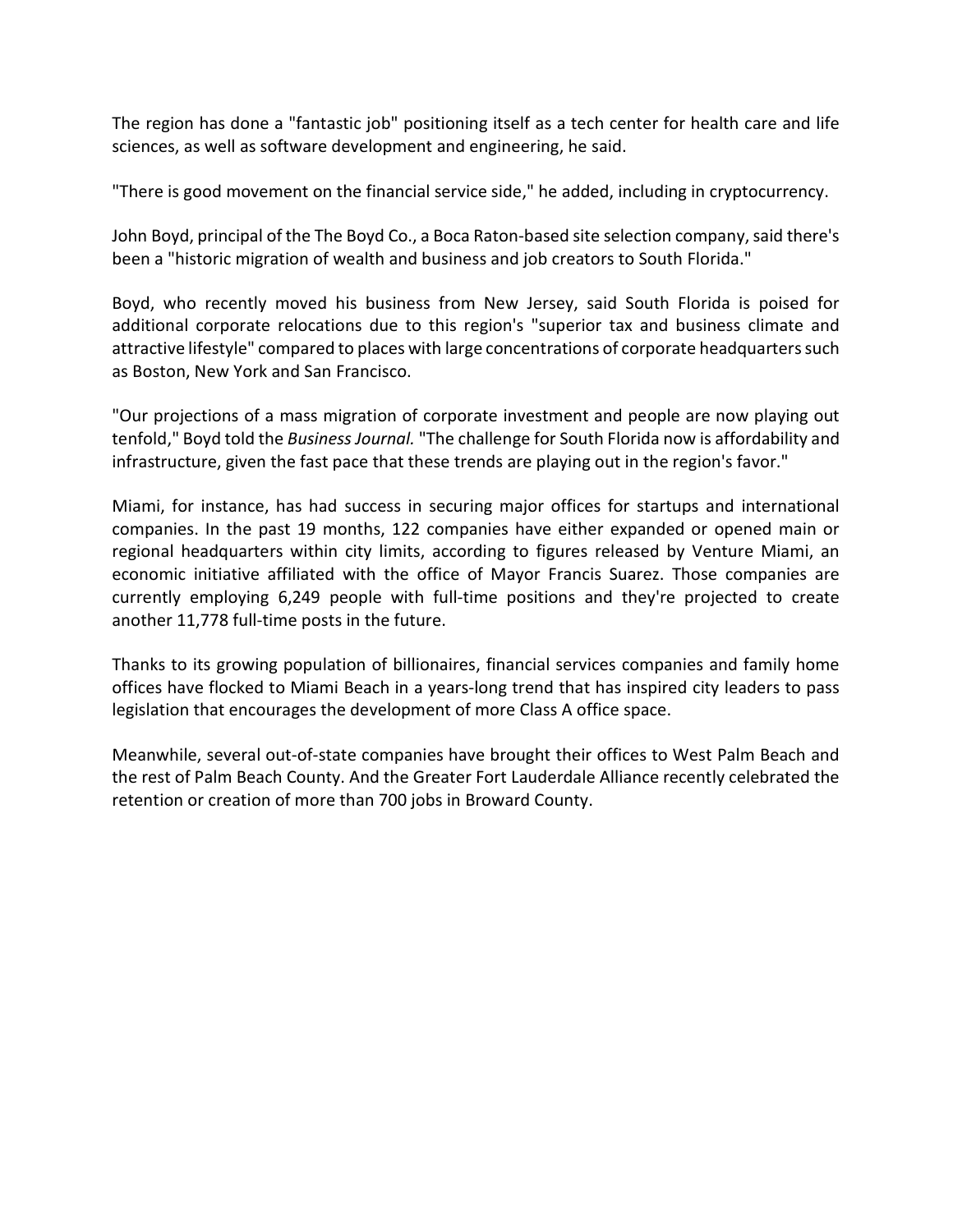The region has done a "fantastic job" positioning itself as a tech center for health care and life sciences, as well as software development and engineering, he said.

"There is good movement on the financial service side," he added, including in cryptocurrency.

John Boyd, principal of the The Boyd Co., a Boca Raton-based site selection company, said there's been a "historic migration of wealth and business and job creators to South Florida."

Boyd, who recently moved his business from New Jersey, said South Florida is poised for additional corporate relocations due to this region's "superior tax and business climate and attractive lifestyle" compared to places with large concentrations of corporate headquarters such as Boston, New York and San Francisco.

"Our projections of a mass migration of corporate investment and people are now playing out tenfold," Boyd told the *Business Journal.* "The challenge for South Florida now is affordability and infrastructure, given the fast pace that these trends are playing out in the region's favor."

Miami, for instance, has had success in securing major offices for startups and international companies. In the past 19 months, 122 companies have either expanded or opened main or regional headquarters within city limits, according to figures released by Venture Miami, an economic initiative affiliated with the office of Mayor Francis Suarez. Those companies are currently employing 6,249 people with full-time positions and they're projected to create another 11,778 full-time posts in the future.

Thanks to its growing population of billionaires, financial services companies and family home offices have flocked to Miami Beach in a years-long trend that has inspired city leaders to pass legislation that encourages the development of more Class A office space.

Meanwhile, several out-of-state companies have brought their offices to West Palm Beach and the rest of Palm Beach County. And the Greater Fort Lauderdale Alliance recently celebrated the retention or creation of more than 700 jobs in Broward County.